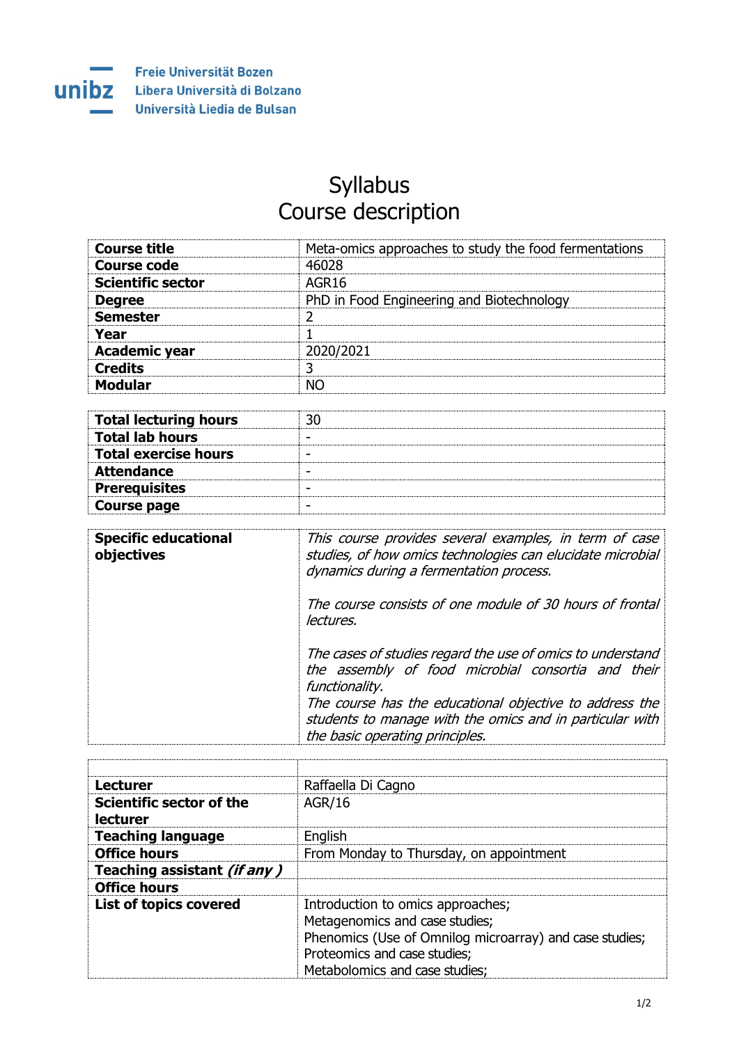Freie Universität Bozen
Libera Università di Bolzano
Università Liedia de Bulsan

# Syllabus
# Course description

| | |
|---|---|
| **Course title** | Meta-omics approaches to study the food fermentations |
| **Course code** | 46028 |
| **Scientific sector** | AGR16 |
| **Degree** | PhD in Food Engineering and Biotechnology |
| **Semester** | 2 |
| **Year** | 1 |
| **Academic year** | 2020/2021 |
| **Credits** | 3 |
| **Modular** | NO |

| | |
|---|---|
| **Total lecturing hours** | 30 |
| **Total lab hours** | - |
| **Total exercise hours** | - |
| **Attendance** | - |
| **Prerequisites** | - |
| **Course page** | - |

| | |
|---|---|
| **Specific educational objectives** | *This course provides several examples, in term of case studies, of how omics technologies can elucidate microbial dynamics during a fermentation process.*<br><br>*The course consists of one module of 30 hours of frontal lectures.*<br><br>*The cases of studies regard the use of omics to understand the assembly of food microbial consortia and their functionality.*<br>*The course has the educational objective to address the students to manage with the omics and in particular with the basic operating principles.* |

| | |
|---|---|
| | |
| **Lecturer** | Raffaella Di Cagno |
| **Scientific sector of the lecturer** | AGR/16 |
| **Teaching language** | English |
| **Office hours** | From Monday to Thursday, on appointment |
| **Teaching assistant *(if any )*** | |
| **Office hours** | |
| **List of topics covered** | Introduction to omics approaches;<br>Metagenomics and case studies;<br>Phenomics (Use of Omnilog microarray) and case studies;<br>Proteomics and case studies;<br>Metabolomics and case studies; |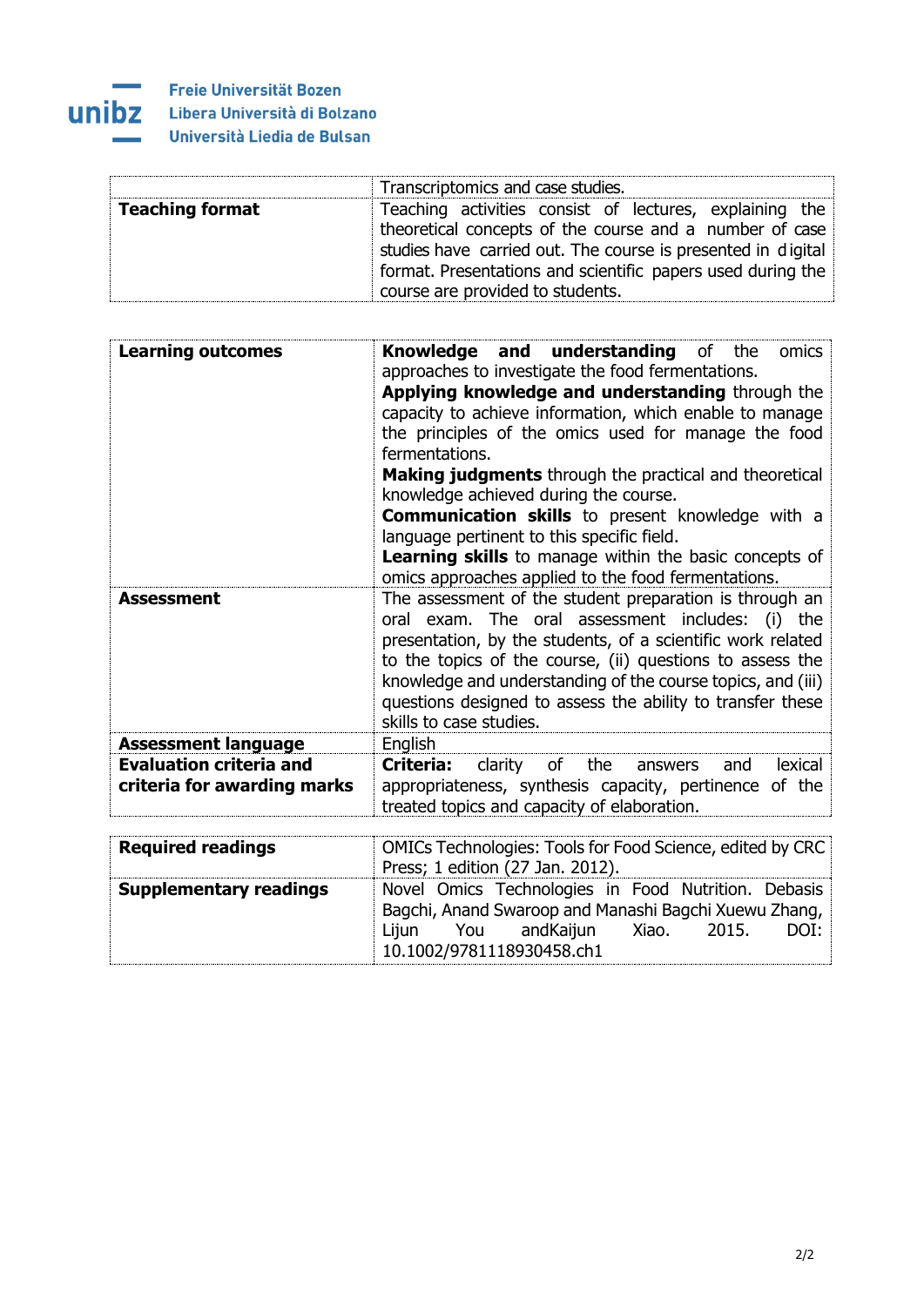| | |
|---|---|
| | Transcriptomics and case studies. |
| **Teaching format** | Teaching activities consist of lectures, explaining the theoretical concepts of the course and a number of case studies have carried out. The course is presented in digital format. Presentations and scientific papers used during the course are provided to students. |

| | |
|---|---|
| **Learning outcomes** | **Knowledge and understanding** of the omics approaches to investigate the food fermentations.<br>**Applying knowledge and understanding** through the capacity to achieve information, which enable to manage the principles of the omics used for manage the food fermentations.<br>**Making judgments** through the practical and theoretical knowledge achieved during the course.<br>**Communication skills** to present knowledge with a language pertinent to this specific field.<br>**Learning skills** to manage within the basic concepts of omics approaches applied to the food fermentations. |
| **Assessment** | The assessment of the student preparation is through an oral exam. The oral assessment includes: (i) the presentation, by the students, of a scientific work related to the topics of the course, (ii) questions to assess the knowledge and understanding of the course topics, and (iii) questions designed to assess the ability to transfer these skills to case studies. |
| **Assessment language** | English |
| **Evaluation criteria and criteria for awarding marks** | **Criteria:** clarity of the answers and lexical appropriateness, synthesis capacity, pertinence of the treated topics and capacity of elaboration. |

| | |
|---|---|
| **Required readings** | OMICs Technologies: Tools for Food Science, edited by CRC Press; 1 edition (27 Jan. 2012). |
| **Supplementary readings** | Novel Omics Technologies in Food Nutrition. Debasis Bagchi, Anand Swaroop and Manashi Bagchi Xuewu Zhang, Lijun You andKaijun Xiao. 2015. DOI: 10.1002/9781118930458.ch1 |